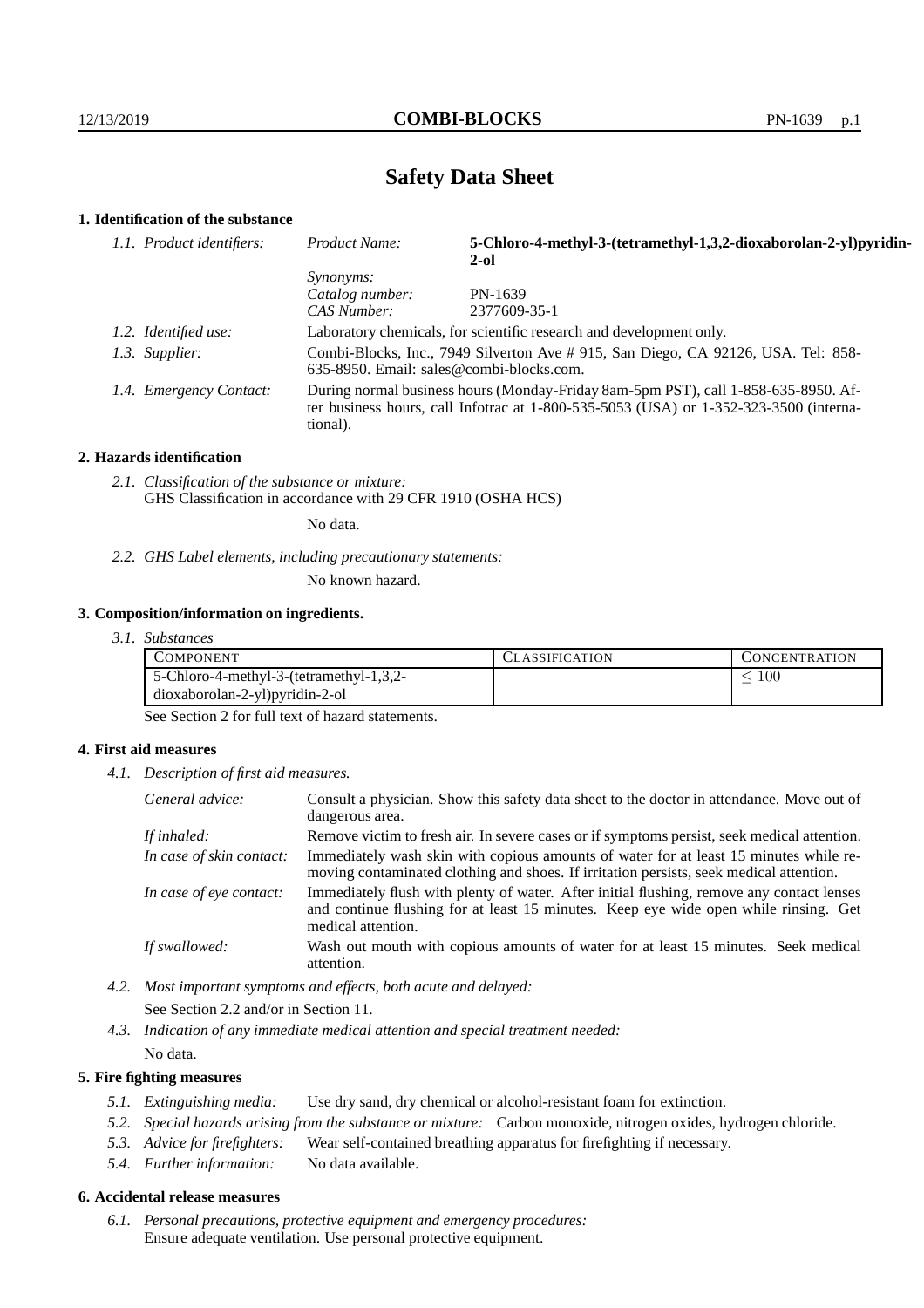# Safety Data Sheet

## 1. Identification of the substance

| 1.1. Product identifiers: | Product Name: | **5-Chloro-4-methyl-3-(tetramethyl-1,3,2-dioxaborolan-2-yl)pyridin-2-ol** |
|---|---|---|
| | *Synonyms:* | |
| | *Catalog number:* | PN-1639 |
| | *CAS Number:* | 2377609-35-1 |

*1.2. Identified use:* Laboratory chemicals, for scientific research and development only.

*1.3. Supplier:* Combi-Blocks, Inc., 7949 Silverton Ave # 915, San Diego, CA 92126, USA. Tel: 858-635-8950. Email: sales@combi-blocks.com.

*1.4. Emergency Contact:* During normal business hours (Monday-Friday 8am-5pm PST), call 1-858-635-8950. After business hours, call Infotrac at 1-800-535-5053 (USA) or 1-352-323-3500 (international).

## 2. Hazards identification

*2.1. Classification of the substance or mixture:*
GHS Classification in accordance with 29 CFR 1910 (OSHA HCS)

No data.

*2.2. GHS Label elements, including precautionary statements:*

No known hazard.

## 3. Composition/information on ingredients.

*3.1. Substances*

| Component | Classification | Concentration |
|---|---|---|
| 5-Chloro-4-methyl-3-(tetramethyl-1,3,2-dioxaborolan-2-yl)pyridin-2-ol | | $\leq 100$ |

See Section 2 for full text of hazard statements.

## 4. First aid measures

*4.1. Description of first aid measures.*

*General advice:* Consult a physician. Show this safety data sheet to the doctor in attendance. Move out of dangerous area.

*If inhaled:* Remove victim to fresh air. In severe cases or if symptoms persist, seek medical attention.

*In case of skin contact:* Immediately wash skin with copious amounts of water for at least 15 minutes while removing contaminated clothing and shoes. If irritation persists, seek medical attention.

*In case of eye contact:* Immediately flush with plenty of water. After initial flushing, remove any contact lenses and continue flushing for at least 15 minutes. Keep eye wide open while rinsing. Get medical attention.

*If swallowed:* Wash out mouth with copious amounts of water for at least 15 minutes. Seek medical attention.

*4.2. Most important symptoms and effects, both acute and delayed:*

See Section 2.2 and/or in Section 11.

*4.3. Indication of any immediate medical attention and special treatment needed:*

No data.

## 5. Fire fighting measures

*5.1. Extinguishing media:* Use dry sand, dry chemical or alcohol-resistant foam for extinction.

*5.2. Special hazards arising from the substance or mixture:* Carbon monoxide, nitrogen oxides, hydrogen chloride.

*5.3. Advice for firefighters:* Wear self-contained breathing apparatus for firefighting if necessary.

*5.4. Further information:* No data available.

## 6. Accidental release measures

*6.1. Personal precautions, protective equipment and emergency procedures:*
Ensure adequate ventilation. Use personal protective equipment.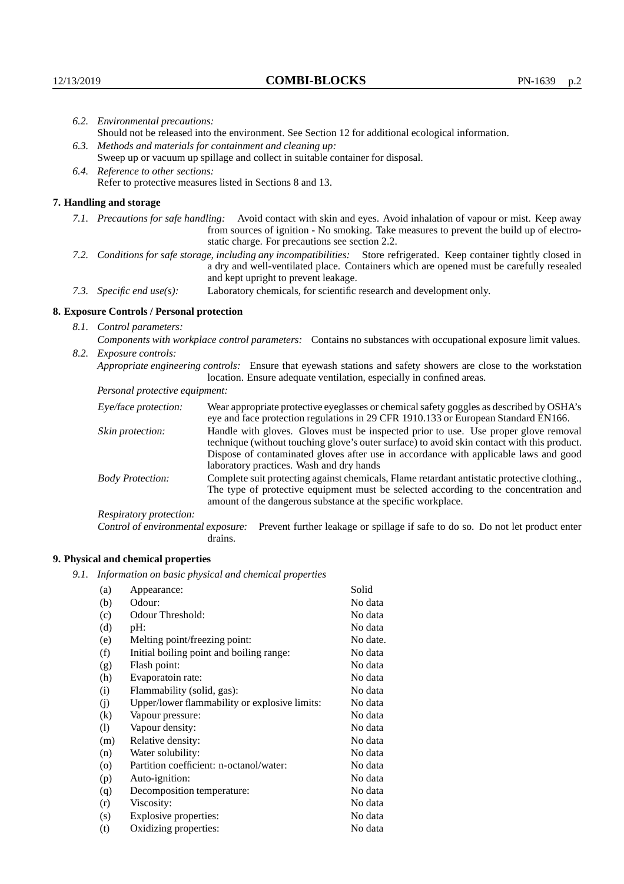6.2. *Environmental precautions:*
Should not be released into the environment. See Section 12 for additional ecological information.

6.3. *Methods and materials for containment and cleaning up:*
Sweep up or vacuum up spillage and collect in suitable container for disposal.

6.4. *Reference to other sections:*
Refer to protective measures listed in Sections 8 and 13.

## 7. Handling and storage

7.1. *Precautions for safe handling:* Avoid contact with skin and eyes. Avoid inhalation of vapour or mist. Keep away from sources of ignition - No smoking. Take measures to prevent the build up of electrostatic charge. For precautions see section 2.2.

7.2. *Conditions for safe storage, including any incompatibilities:* Store refrigerated. Keep container tightly closed in a dry and well-ventilated place. Containers which are opened must be carefully resealed and kept upright to prevent leakage.

7.3. *Specific end use(s):* Laboratory chemicals, for scientific research and development only.

## 8. Exposure Controls / Personal protection

8.1. *Control parameters:*
*Components with workplace control parameters:* Contains no substances with occupational exposure limit values.

8.2. *Exposure controls:*
*Appropriate engineering controls:* Ensure that eyewash stations and safety showers are close to the workstation location. Ensure adequate ventilation, especially in confined areas.

*Personal protective equipment:*

*Eye/face protection:* Wear appropriate protective eyeglasses or chemical safety goggles as described by OSHA's eye and face protection regulations in 29 CFR 1910.133 or European Standard EN166.

*Skin protection:* Handle with gloves. Gloves must be inspected prior to use. Use proper glove removal technique (without touching glove's outer surface) to avoid skin contact with this product. Dispose of contaminated gloves after use in accordance with applicable laws and good laboratory practices. Wash and dry hands

*Body Protection:* Complete suit protecting against chemicals, Flame retardant antistatic protective clothing., The type of protective equipment must be selected according to the concentration and amount of the dangerous substance at the specific workplace.

*Respiratory protection:*

*Control of environmental exposure:* Prevent further leakage or spillage if safe to do so. Do not let product enter drains.

## 9. Physical and chemical properties

9.1. *Information on basic physical and chemical properties*

| | | |
|---|---|---|
| (a) | Appearance: | Solid |
| (b) | Odour: | No data |
| (c) | Odour Threshold: | No data |
| (d) | pH: | No data |
| (e) | Melting point/freezing point: | No date. |
| (f) | Initial boiling point and boiling range: | No data |
| (g) | Flash point: | No data |
| (h) | Evaporatoin rate: | No data |
| (i) | Flammability (solid, gas): | No data |
| (j) | Upper/lower flammability or explosive limits: | No data |
| (k) | Vapour pressure: | No data |
| (l) | Vapour density: | No data |
| (m) | Relative density: | No data |
| (n) | Water solubility: | No data |
| (o) | Partition coefficient: n-octanol/water: | No data |
| (p) | Auto-ignition: | No data |
| (q) | Decomposition temperature: | No data |
| (r) | Viscosity: | No data |
| (s) | Explosive properties: | No data |
| (t) | Oxidizing properties: | No data |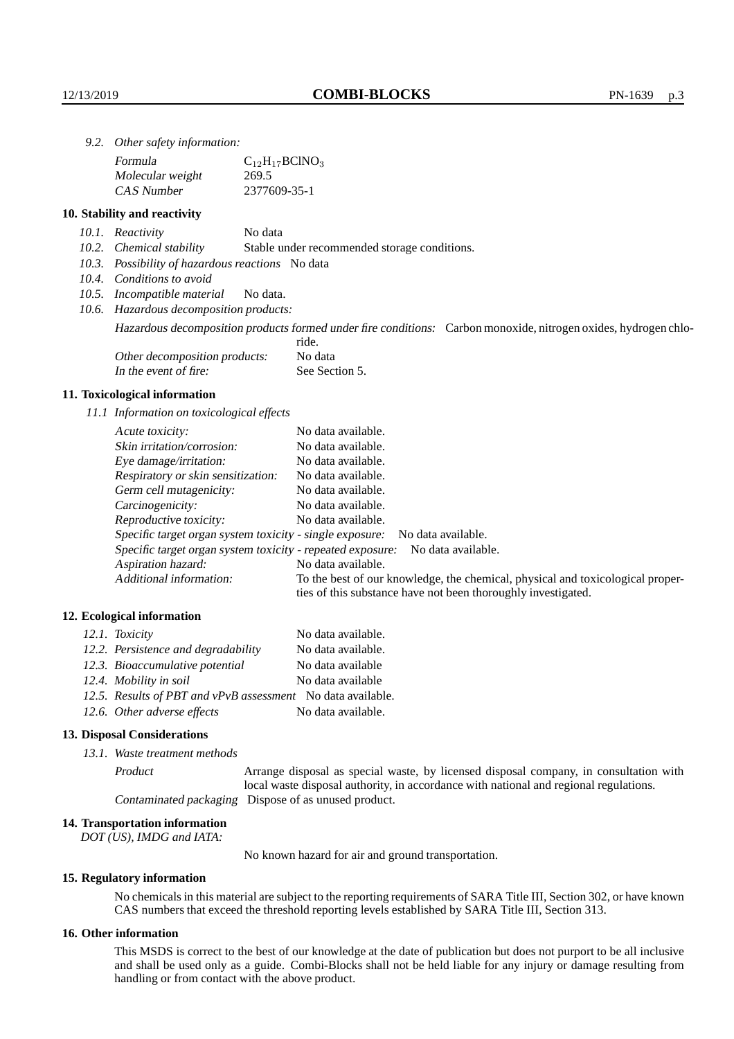*9.2. Other safety information:*

| | |
|---|---|
| *Formula* | $C_{12}H_{17}BClNO_3$ |
| *Molecular weight* | 269.5 |
| *CAS Number* | 2377609-35-1 |

## 10. Stability and reactivity

*10.1. Reactivity* No data

*10.2. Chemical stability* Stable under recommended storage conditions.

*10.3. Possibility of hazardous reactions* No data

*10.4. Conditions to avoid*

*10.5. Incompatible material* No data.

*10.6. Hazardous decomposition products:*

*Hazardous decomposition products formed under fire conditions:* Carbon monoxide, nitrogen oxides, hydrogen chloride.

| | |
|---|---|
| *Other decomposition products:* | No data |
| *In the event of fire:* | See Section 5. |

## 11. Toxicological information

*11.1 Information on toxicological effects*

| | |
|---|---|
| *Acute toxicity:* | No data available. |
| *Skin irritation/corrosion:* | No data available. |
| *Eye damage/irritation:* | No data available. |
| *Respiratory or skin sensitization:* | No data available. |
| *Germ cell mutagenicity:* | No data available. |
| *Carcinogenicity:* | No data available. |
| *Reproductive toxicity:* | No data available. |
| *Specific target organ system toxicity - single exposure:* | No data available. |
| *Specific target organ system toxicity - repeated exposure:* | No data available. |
| *Aspiration hazard:* | No data available. |
| *Additional information:* | To the best of our knowledge, the chemical, physical and toxicological properties of this substance have not been thoroughly investigated. |

## 12. Ecological information

| | |
|---|---|
| *12.1. Toxicity* | No data available. |
| *12.2. Persistence and degradability* | No data available. |
| *12.3. Bioaccumulative potential* | No data available |
| *12.4. Mobility in soil* | No data available |
| *12.5. Results of PBT and vPvB assessment* | No data available. |
| *12.6. Other adverse effects* | No data available. |

## 13. Disposal Considerations

*13.1. Waste treatment methods*

| | |
|---|---|
| *Product* | Arrange disposal as special waste, by licensed disposal company, in consultation with local waste disposal authority, in accordance with national and regional regulations. |
| *Contaminated packaging* | Dispose of as unused product. |

## 14. Transportation information

*DOT (US), IMDG and IATA:*

No known hazard for air and ground transportation.

## 15. Regulatory information

No chemicals in this material are subject to the reporting requirements of SARA Title III, Section 302, or have known CAS numbers that exceed the threshold reporting levels established by SARA Title III, Section 313.

## 16. Other information

This MSDS is correct to the best of our knowledge at the date of publication but does not purport to be all inclusive and shall be used only as a guide. Combi-Blocks shall not be held liable for any injury or damage resulting from handling or from contact with the above product.